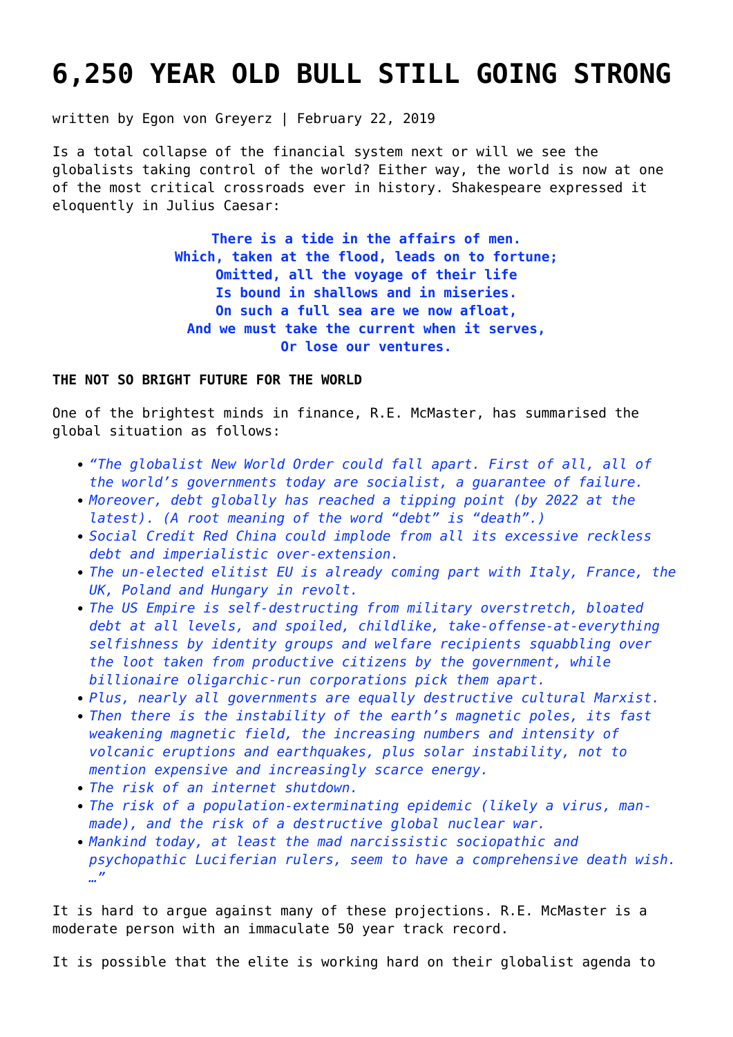# 6,250 YEAR OLD BULL STILL GOING STRONG

written by Egon von Greyerz | February 22, 2019

Is a total collapse of the financial system next or will we see the globalists taking control of the world? Either way, the world is now at one of the most critical crossroads ever in history. Shakespeare expressed it eloquently in Julius Caesar:

> **There is a tide in the affairs of men.**
> **Which, taken at the flood, leads on to fortune;**
> **Omitted, all the voyage of their life**
> **Is bound in shallows and in miseries.**
> **On such a full sea are we now afloat,**
> **And we must take the current when it serves,**
> **Or lose our ventures.**

**THE NOT SO BRIGHT FUTURE FOR THE WORLD**

One of the brightest minds in finance, R.E. McMaster, has summarised the global situation as follows:

- *"The globalist New World Order could fall apart. First of all, all of the world's governments today are socialist, a guarantee of failure.*
- *Moreover, debt globally has reached a tipping point (by 2022 at the latest). (A root meaning of the word "debt" is "death".)*
- *Social Credit Red China could implode from all its excessive reckless debt and imperialistic over-extension.*
- *The un-elected elitist EU is already coming part with Italy, France, the UK, Poland and Hungary in revolt.*
- *The US Empire is self-destructing from military overstretch, bloated debt at all levels, and spoiled, childlike, take-offense-at-everything selfishness by identity groups and welfare recipients squabbling over the loot taken from productive citizens by the government, while billionaire oligarchic-run corporations pick them apart.*
- *Plus, nearly all governments are equally destructive cultural Marxist.*
- *Then there is the instability of the earth's magnetic poles, its fast weakening magnetic field, the increasing numbers and intensity of volcanic eruptions and earthquakes, plus solar instability, not to mention expensive and increasingly scarce energy.*
- *The risk of an internet shutdown.*
- *The risk of a population-exterminating epidemic (likely a virus, man-made), and the risk of a destructive global nuclear war.*
- *Mankind today, at least the mad narcissistic sociopathic and psychopathic Luciferian rulers, seem to have a comprehensive death wish. …"*

It is hard to argue against many of these projections. R.E. McMaster is a moderate person with an immaculate 50 year track record.

It is possible that the elite is working hard on their globalist agenda to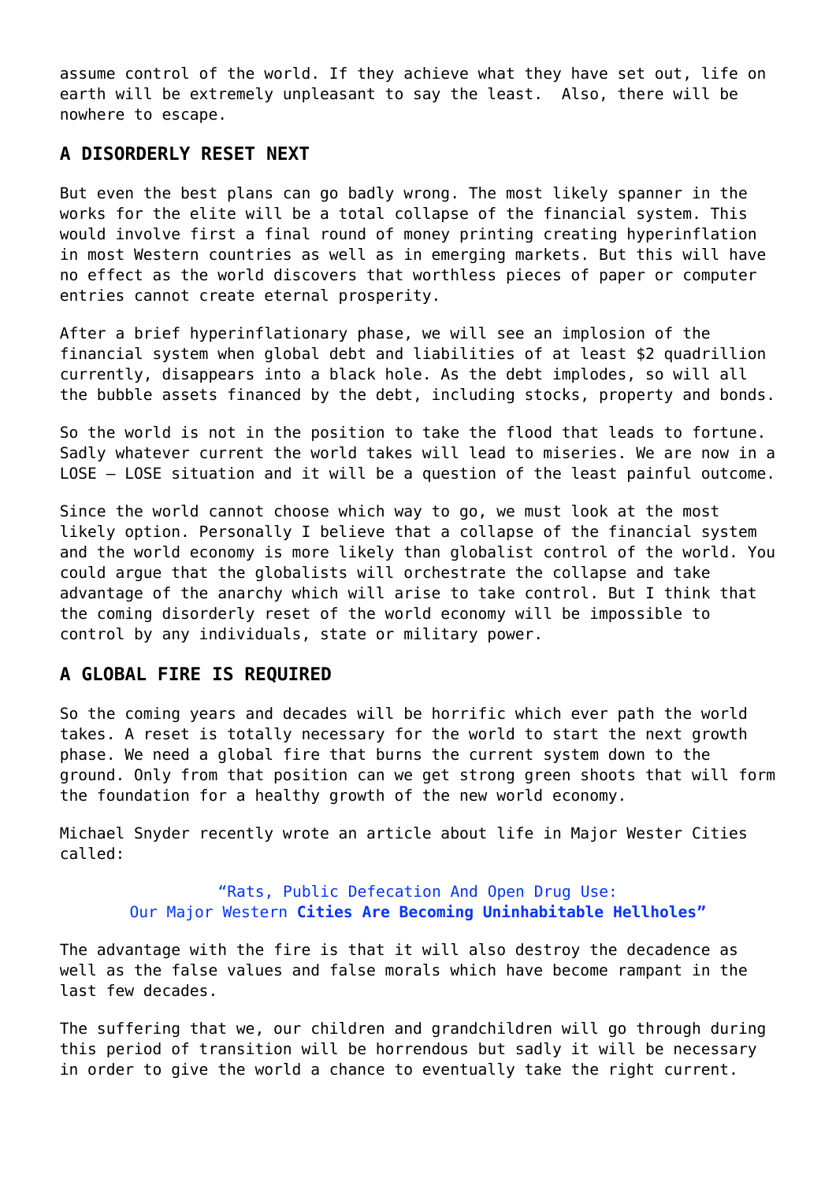assume control of the world. If they achieve what they have set out, life on earth will be extremely unpleasant to say the least. Also, there will be nowhere to escape.

## A DISORDERLY RESET NEXT

But even the best plans can go badly wrong. The most likely spanner in the works for the elite will be a total collapse of the financial system. This would involve first a final round of money printing creating hyperinflation in most Western countries as well as in emerging markets. But this will have no effect as the world discovers that worthless pieces of paper or computer entries cannot create eternal prosperity.

After a brief hyperinflationary phase, we will see an implosion of the financial system when global debt and liabilities of at least $2 quadrillion currently, disappears into a black hole. As the debt implodes, so will all the bubble assets financed by the debt, including stocks, property and bonds.

So the world is not in the position to take the flood that leads to fortune. Sadly whatever current the world takes will lead to miseries. We are now in a LOSE – LOSE situation and it will be a question of the least painful outcome.

Since the world cannot choose which way to go, we must look at the most likely option. Personally I believe that a collapse of the financial system and the world economy is more likely than globalist control of the world. You could argue that the globalists will orchestrate the collapse and take advantage of the anarchy which will arise to take control. But I think that the coming disorderly reset of the world economy will be impossible to control by any individuals, state or military power.

## A GLOBAL FIRE IS REQUIRED

So the coming years and decades will be horrific which ever path the world takes. A reset is totally necessary for the world to start the next growth phase. We need a global fire that burns the current system down to the ground. Only from that position can we get strong green shoots that will form the foundation for a healthy growth of the new world economy.

Michael Snyder recently wrote an article about life in Major Wester Cities called:

“Rats, Public Defecation And Open Drug Use: Our Major Western **Cities Are Becoming Uninhabitable Hellholes”**

The advantage with the fire is that it will also destroy the decadence as well as the false values and false morals which have become rampant in the last few decades.

The suffering that we, our children and grandchildren will go through during this period of transition will be horrendous but sadly it will be necessary in order to give the world a chance to eventually take the right current.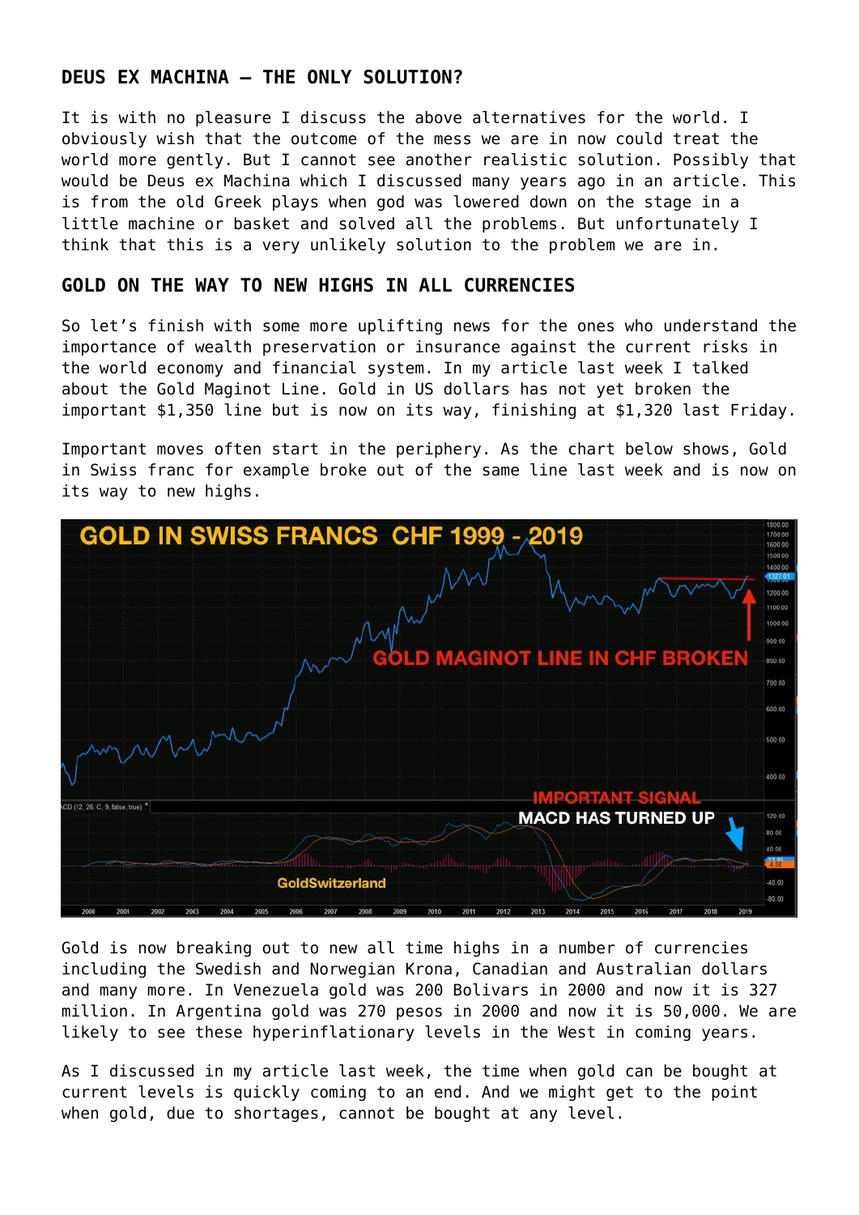## DEUS EX MACHINA – THE ONLY SOLUTION?

It is with no pleasure I discuss the above alternatives for the world. I obviously wish that the outcome of the mess we are in now could treat the world more gently. But I cannot see another realistic solution. Possibly that would be Deus ex Machina which I discussed many years ago in an article. This is from the old Greek plays when god was lowered down on the stage in a little machine or basket and solved all the problems. But unfortunately I think that this is a very unlikely solution to the problem we are in.

## GOLD ON THE WAY TO NEW HIGHS IN ALL CURRENCIES

So let's finish with some more uplifting news for the ones who understand the importance of wealth preservation or insurance against the current risks in the world economy and financial system. In my article last week I talked about the Gold Maginot Line. Gold in US dollars has not yet broken the important $1,350 line but is now on its way, finishing at $1,320 last Friday.

Important moves often start in the periphery. As the chart below shows, Gold in Swiss franc for example broke out of the same line last week and is now on its way to new highs.

Gold is now breaking out to new all time highs in a number of currencies including the Swedish and Norwegian Krona, Canadian and Australian dollars and many more. In Venezuela gold was 200 Bolivars in 2000 and now it is 327 million. In Argentina gold was 270 pesos in 2000 and now it is 50,000. We are likely to see these hyperinflationary levels in the West in coming years.

As I discussed in my article last week, the time when gold can be bought at current levels is quickly coming to an end. And we might get to the point when gold, due to shortages, cannot be bought at any level.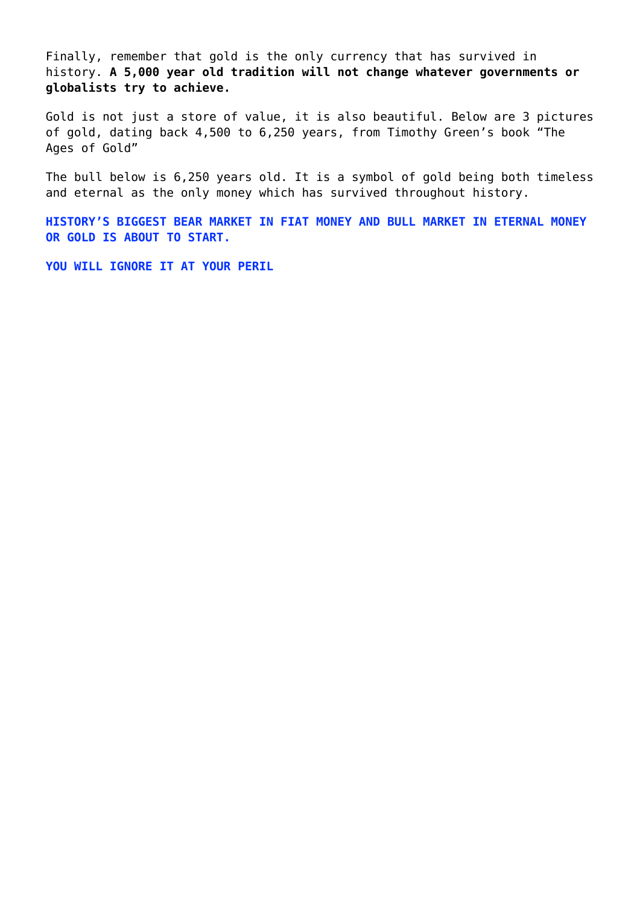Finally, remember that gold is the only currency that has survived in history. **A 5,000 year old tradition will not change whatever governments or globalists try to achieve.**

Gold is not just a store of value, it is also beautiful. Below are 3 pictures of gold, dating back 4,500 to 6,250 years, from Timothy Green's book "The Ages of Gold"

The bull below is 6,250 years old. It is a symbol of gold being both timeless and eternal as the only money which has survived throughout history.

**HISTORY'S BIGGEST BEAR MARKET IN FIAT MONEY AND BULL MARKET IN ETERNAL MONEY OR GOLD IS ABOUT TO START.**

**YOU WILL IGNORE IT AT YOUR PERIL**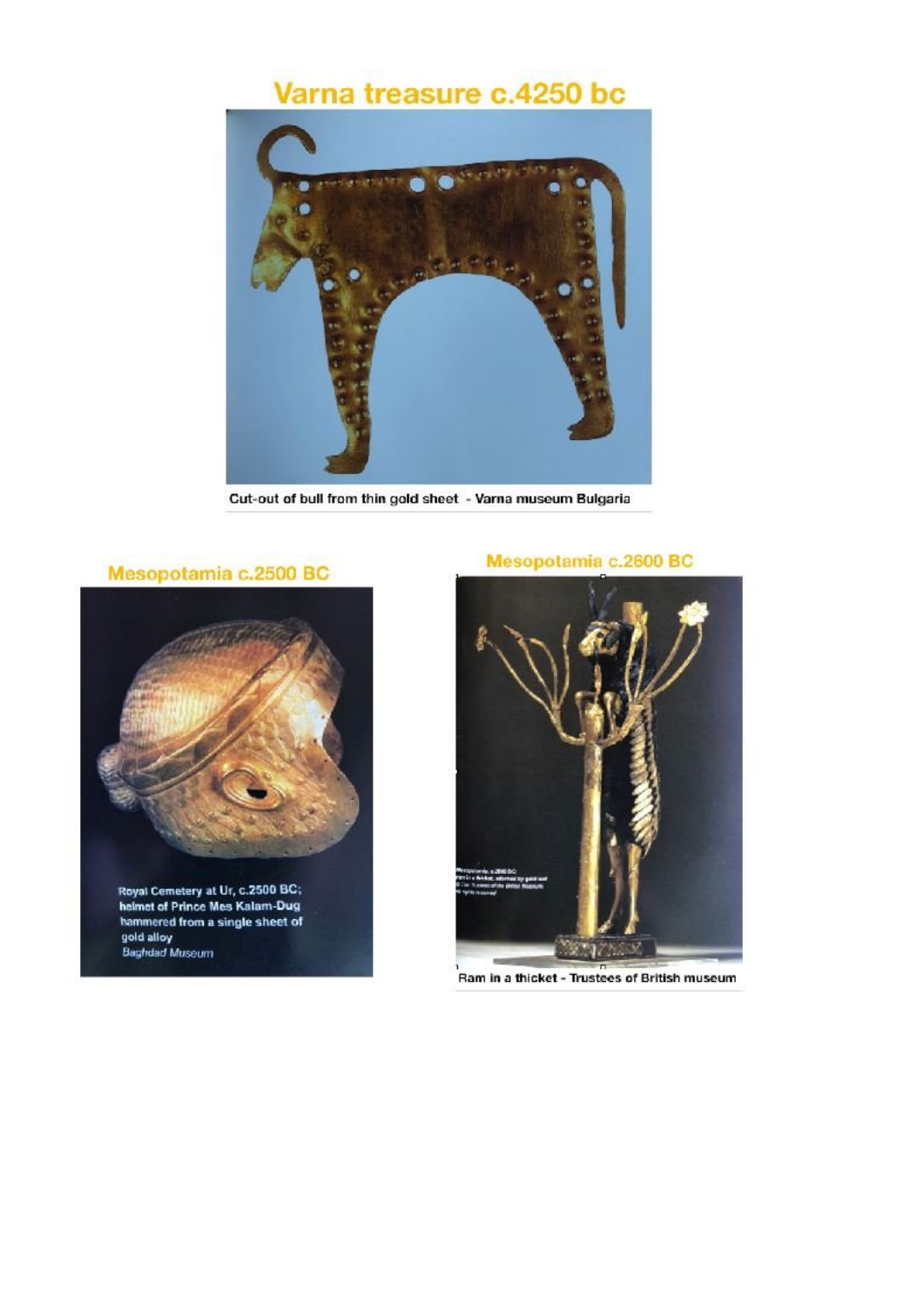## Varna treasure c.4250 bc

Cut-out of bull from thin gold sheet - Varna museum Bulgaria

## Mesopotamia c.2500 BC

Royal Cemetery at Ur, c.2500 BC; helmet of Prince Mes Kalam-Dug hammered from a single sheet of gold alloy
*Baghdad Museum*

## Mesopotamia c.2600 BC

Ram in a thicket - Trustees of British museum